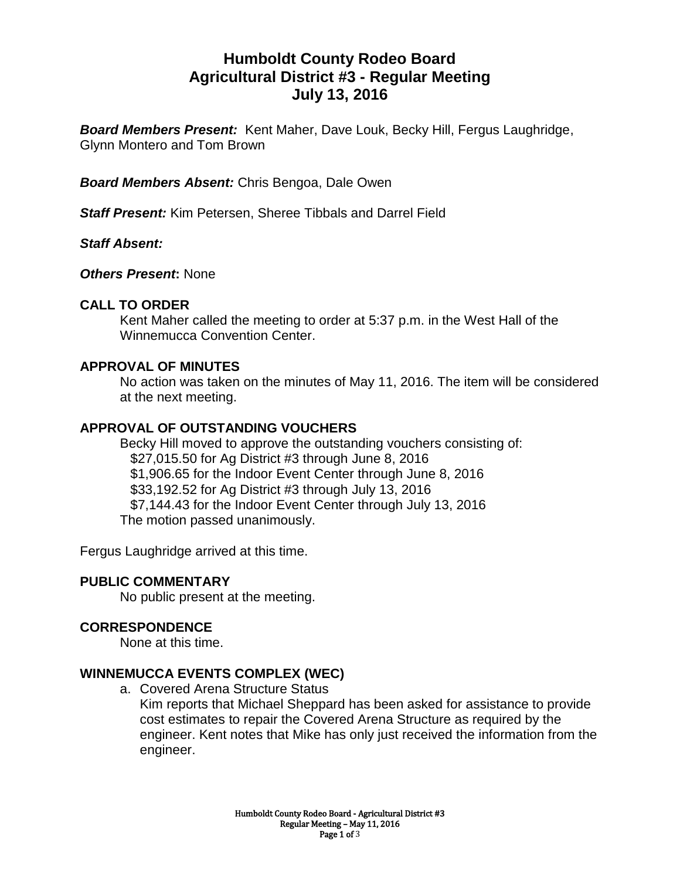# Humboldt County Rodeo Board
# Agricultural District #3 - Regular Meeting
# July 13, 2016

***Board Members Present:*** Kent Maher, Dave Louk, Becky Hill, Fergus Laughridge, Glynn Montero and Tom Brown

***Board Members Absent:*** Chris Bengoa, Dale Owen

***Staff Present:*** Kim Petersen, Sheree Tibbals and Darrel Field

***Staff Absent:***

***Others Present*:** None

## CALL TO ORDER

Kent Maher called the meeting to order at 5:37 p.m. in the West Hall of the Winnemucca Convention Center.

## APPROVAL OF MINUTES

No action was taken on the minutes of May 11, 2016. The item will be considered at the next meeting.

## APPROVAL OF OUTSTANDING VOUCHERS

Becky Hill moved to approve the outstanding vouchers consisting of:

$27,015.50 for Ag District #3 through June 8, 2016
$1,906.65 for the Indoor Event Center through June 8, 2016
$33,192.52 for Ag District #3 through July 13, 2016
$7,144.43 for the Indoor Event Center through July 13, 2016

The motion passed unanimously.

Fergus Laughridge arrived at this time.

## PUBLIC COMMENTARY

No public present at the meeting.

## CORRESPONDENCE

None at this time.

## WINNEMUCCA EVENTS COMPLEX (WEC)

a. Covered Arena Structure Status
   Kim reports that Michael Sheppard has been asked for assistance to provide cost estimates to repair the Covered Arena Structure as required by the engineer. Kent notes that Mike has only just received the information from the engineer.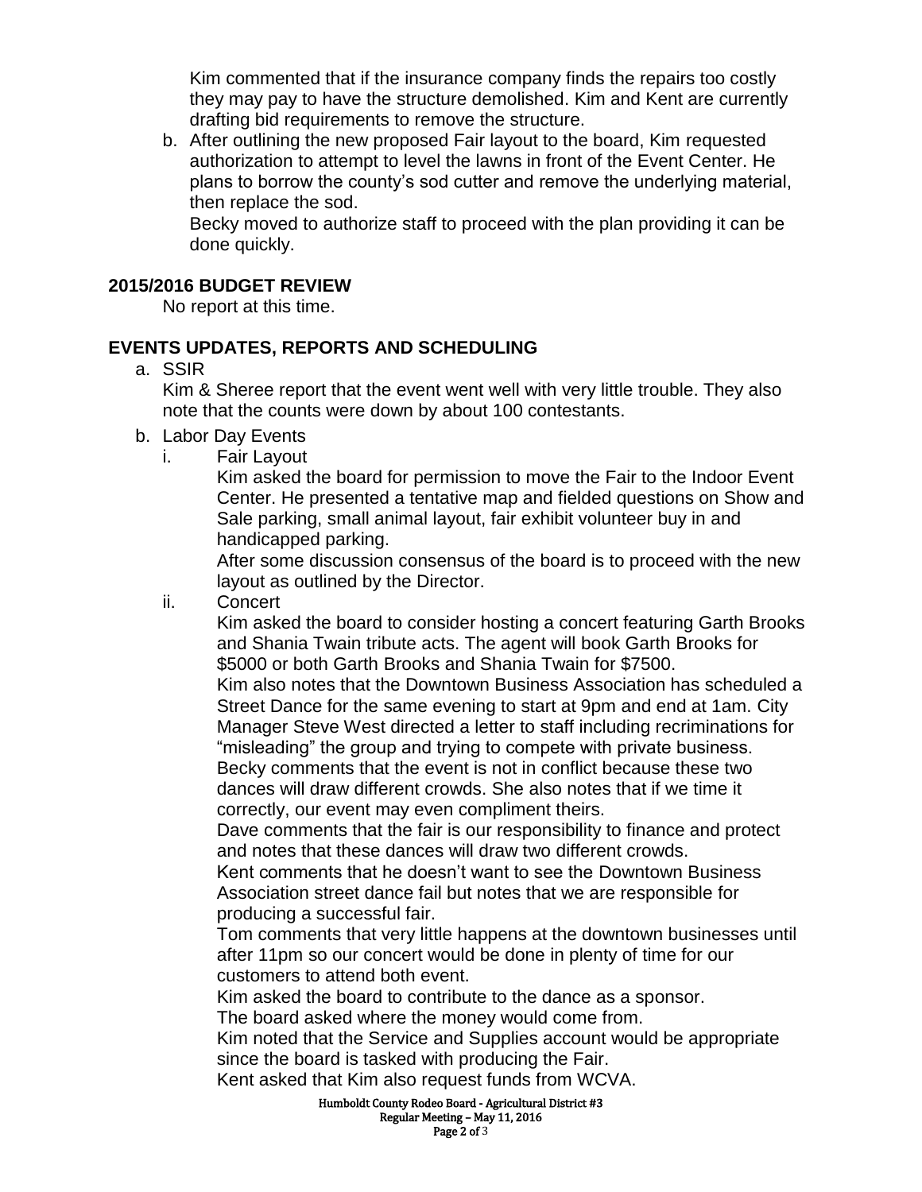Kim commented that if the insurance company finds the repairs too costly they may pay to have the structure demolished. Kim and Kent are currently drafting bid requirements to remove the structure.

b. After outlining the new proposed Fair layout to the board, Kim requested authorization to attempt to level the lawns in front of the Event Center. He plans to borrow the county's sod cutter and remove the underlying material, then replace the sod.

   Becky moved to authorize staff to proceed with the plan providing it can be done quickly.

## 2015/2016 BUDGET REVIEW

No report at this time.

## EVENTS UPDATES, REPORTS AND SCHEDULING

a. SSIR

   Kim & Sheree report that the event went well with very little trouble. They also note that the counts were down by about 100 contestants.

b. Labor Day Events

   i. Fair Layout

      Kim asked the board for permission to move the Fair to the Indoor Event Center. He presented a tentative map and fielded questions on Show and Sale parking, small animal layout, fair exhibit volunteer buy in and handicapped parking.

      After some discussion consensus of the board is to proceed with the new layout as outlined by the Director.

   ii. Concert

      Kim asked the board to consider hosting a concert featuring Garth Brooks and Shania Twain tribute acts. The agent will book Garth Brooks for $5000 or both Garth Brooks and Shania Twain for $7500.

      Kim also notes that the Downtown Business Association has scheduled a Street Dance for the same evening to start at 9pm and end at 1am. City Manager Steve West directed a letter to staff including recriminations for "misleading" the group and trying to compete with private business.

      Becky comments that the event is not in conflict because these two dances will draw different crowds. She also notes that if we time it correctly, our event may even compliment theirs.

      Dave comments that the fair is our responsibility to finance and protect and notes that these dances will draw two different crowds.

      Kent comments that he doesn't want to see the Downtown Business Association street dance fail but notes that we are responsible for producing a successful fair.

      Tom comments that very little happens at the downtown businesses until after 11pm so our concert would be done in plenty of time for our customers to attend both event.

      Kim asked the board to contribute to the dance as a sponsor.

      The board asked where the money would come from.

      Kim noted that the Service and Supplies account would be appropriate since the board is tasked with producing the Fair.

      Kent asked that Kim also request funds from WCVA.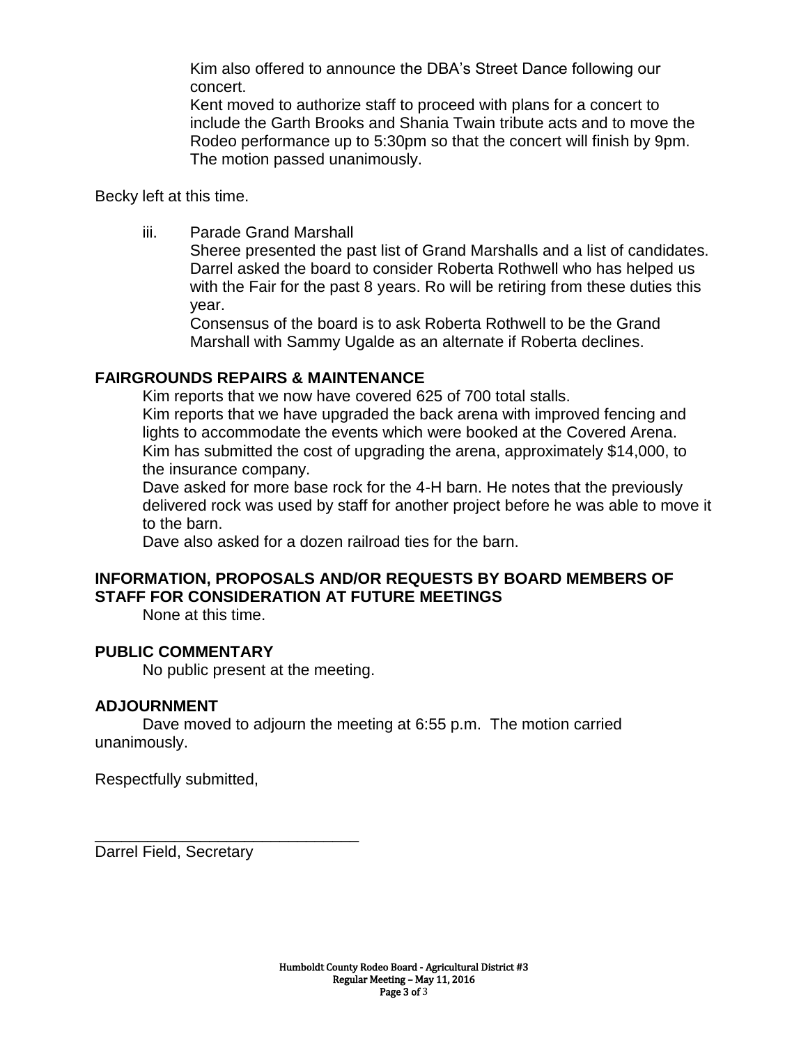Kim also offered to announce the DBA's Street Dance following our concert.

Kent moved to authorize staff to proceed with plans for a concert to include the Garth Brooks and Shania Twain tribute acts and to move the Rodeo performance up to 5:30pm so that the concert will finish by 9pm. The motion passed unanimously.

Becky left at this time.

iii. Parade Grand Marshall

Sheree presented the past list of Grand Marshalls and a list of candidates. Darrel asked the board to consider Roberta Rothwell who has helped us with the Fair for the past 8 years. Ro will be retiring from these duties this year.

Consensus of the board is to ask Roberta Rothwell to be the Grand Marshall with Sammy Ugalde as an alternate if Roberta declines.

**FAIRGROUNDS REPAIRS & MAINTENANCE**

Kim reports that we now have covered 625 of 700 total stalls.

Kim reports that we have upgraded the back arena with improved fencing and lights to accommodate the events which were booked at the Covered Arena. Kim has submitted the cost of upgrading the arena, approximately $14,000, to the insurance company.

Dave asked for more base rock for the 4-H barn. He notes that the previously delivered rock was used by staff for another project before he was able to move it to the barn.

Dave also asked for a dozen railroad ties for the barn.

**INFORMATION, PROPOSALS AND/OR REQUESTS BY BOARD MEMBERS OF STAFF FOR CONSIDERATION AT FUTURE MEETINGS**

None at this time.

**PUBLIC COMMENTARY**

No public present at the meeting.

**ADJOURNMENT**

Dave moved to adjourn the meeting at 6:55 p.m. The motion carried unanimously.

Respectfully submitted,

\_\_\_\_\_\_\_\_\_\_\_\_\_\_\_\_\_\_\_\_\_\_\_\_\_\_\_\_\_\_

Darrel Field, Secretary